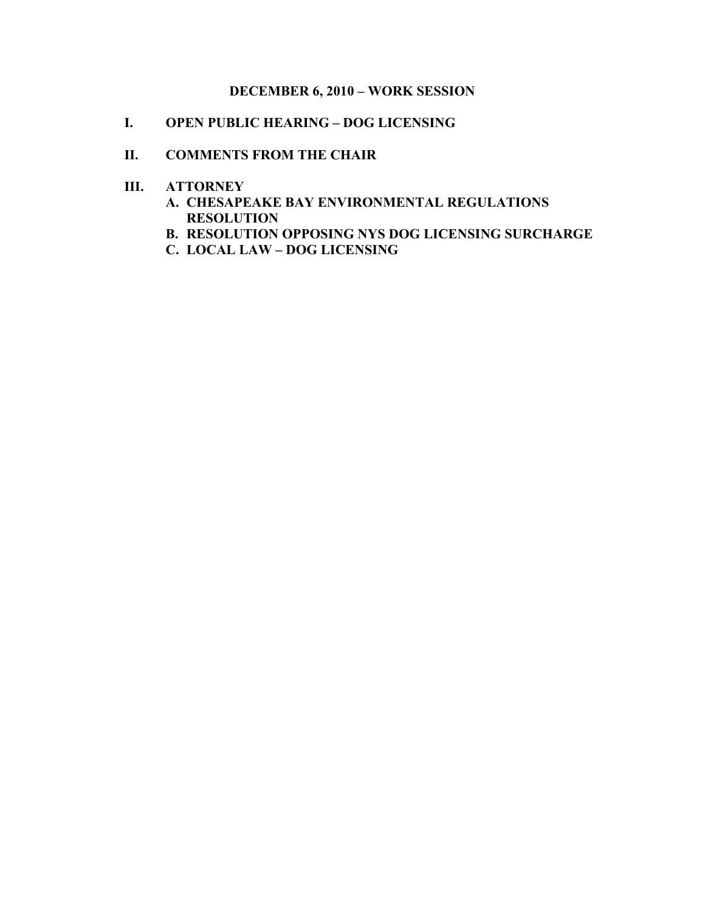# DECEMBER 6, 2010 – WORK SESSION

I. OPEN PUBLIC HEARING – DOG LICENSING

II. COMMENTS FROM THE CHAIR

III. ATTORNEY
   A. CHESAPEAKE BAY ENVIRONMENTAL REGULATIONS RESOLUTION
   B. RESOLUTION OPPOSING NYS DOG LICENSING SURCHARGE
   C. LOCAL LAW – DOG LICENSING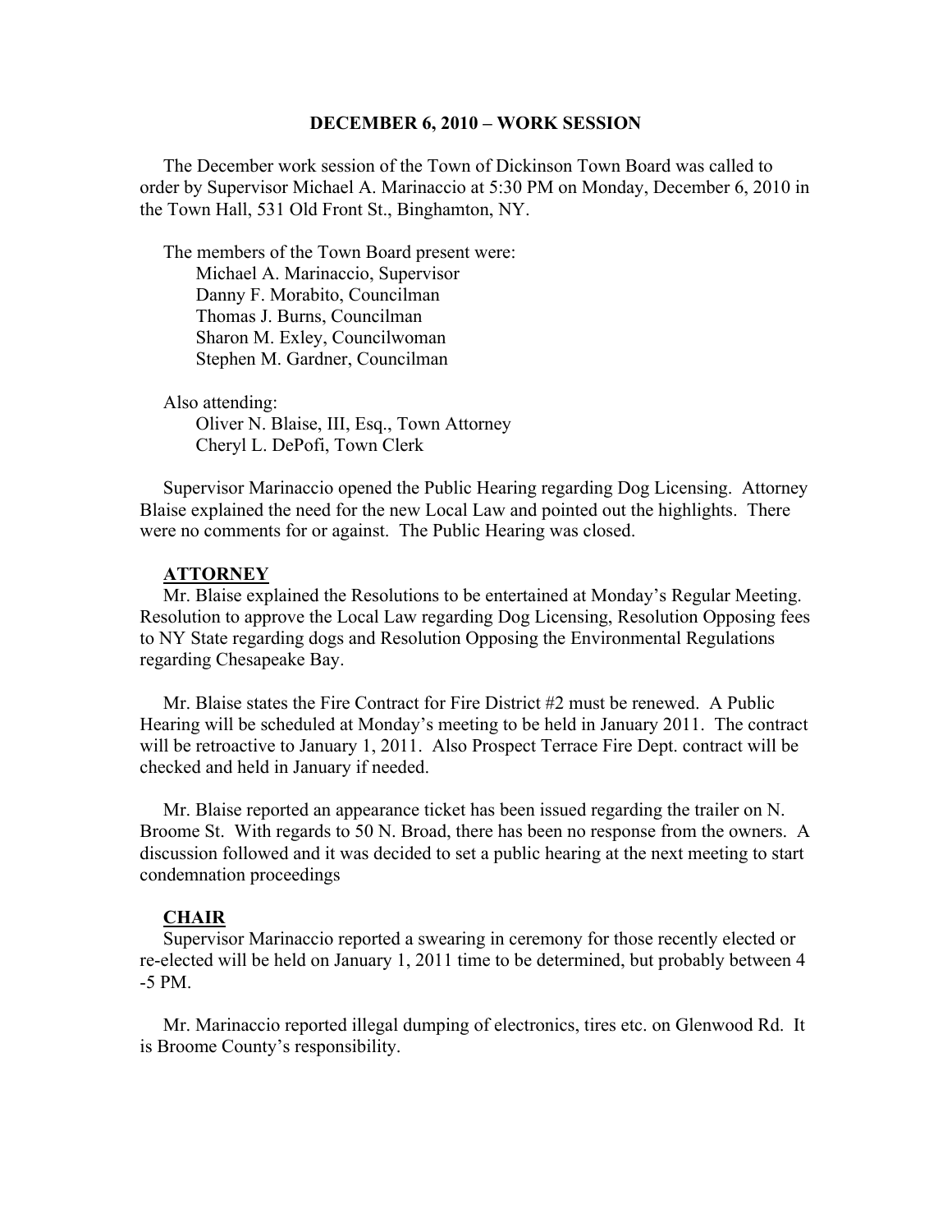**DECEMBER 6, 2010 – WORK SESSION**

The December work session of the Town of Dickinson Town Board was called to order by Supervisor Michael A. Marinaccio at 5:30 PM on Monday, December 6, 2010 in the Town Hall, 531 Old Front St., Binghamton, NY.

The members of the Town Board present were:
Michael A. Marinaccio, Supervisor
Danny F. Morabito, Councilman
Thomas J. Burns, Councilman
Sharon M. Exley, Councilwoman
Stephen M. Gardner, Councilman

Also attending:
Oliver N. Blaise, III, Esq., Town Attorney
Cheryl L. DePofi, Town Clerk

Supervisor Marinaccio opened the Public Hearing regarding Dog Licensing. Attorney Blaise explained the need for the new Local Law and pointed out the highlights. There were no comments for or against. The Public Hearing was closed.

**ATTORNEY**

Mr. Blaise explained the Resolutions to be entertained at Monday's Regular Meeting. Resolution to approve the Local Law regarding Dog Licensing, Resolution Opposing fees to NY State regarding dogs and Resolution Opposing the Environmental Regulations regarding Chesapeake Bay.

Mr. Blaise states the Fire Contract for Fire District #2 must be renewed. A Public Hearing will be scheduled at Monday's meeting to be held in January 2011. The contract will be retroactive to January 1, 2011. Also Prospect Terrace Fire Dept. contract will be checked and held in January if needed.

Mr. Blaise reported an appearance ticket has been issued regarding the trailer on N. Broome St. With regards to 50 N. Broad, there has been no response from the owners. A discussion followed and it was decided to set a public hearing at the next meeting to start condemnation proceedings

**CHAIR**

Supervisor Marinaccio reported a swearing in ceremony for those recently elected or re-elected will be held on January 1, 2011 time to be determined, but probably between 4 -5 PM.

Mr. Marinaccio reported illegal dumping of electronics, tires etc. on Glenwood Rd. It is Broome County's responsibility.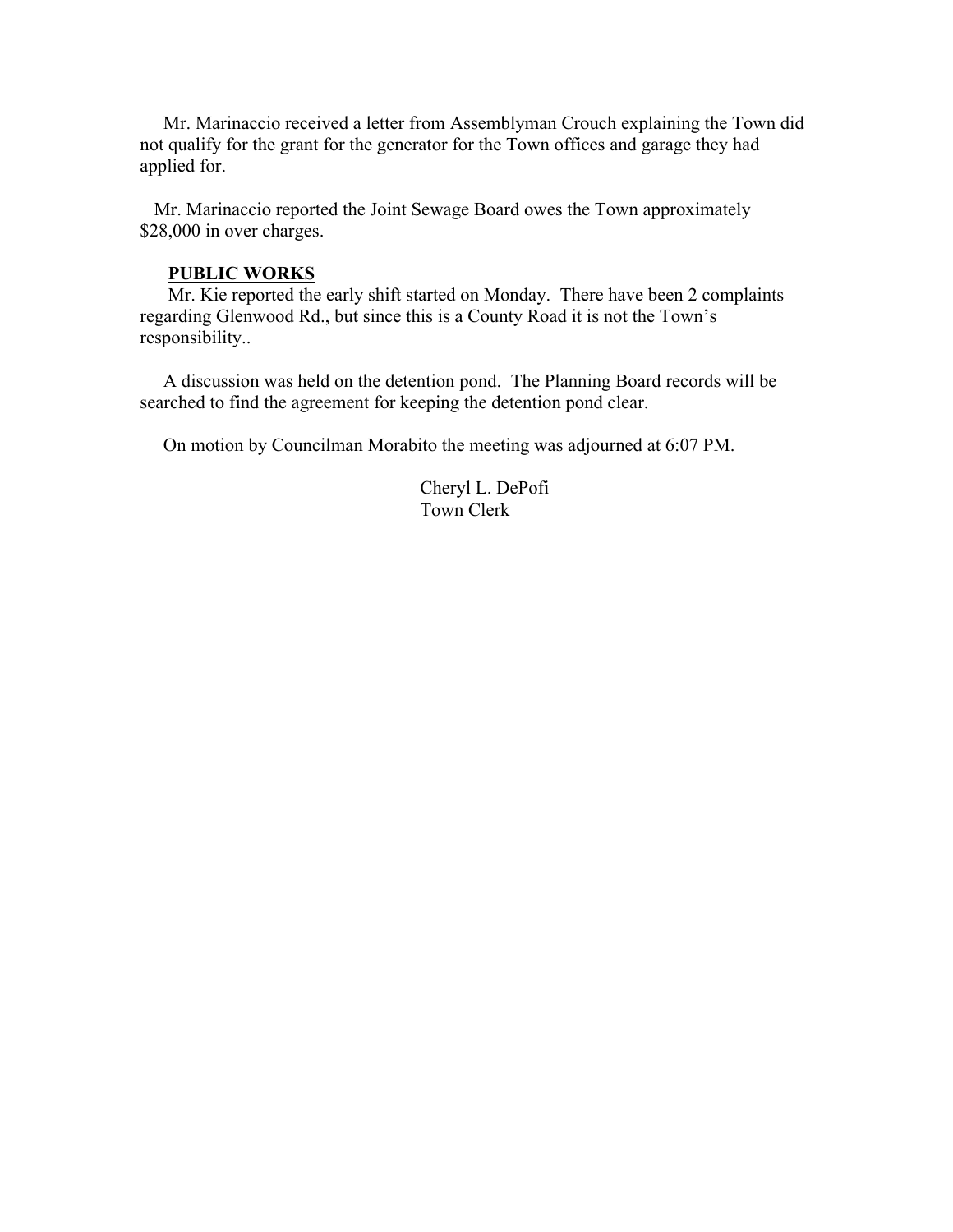Mr. Marinaccio received a letter from Assemblyman Crouch explaining the Town did not qualify for the grant for the generator for the Town offices and garage they had applied for.

Mr. Marinaccio reported the Joint Sewage Board owes the Town approximately $28,000 in over charges.

**PUBLIC WORKS**

Mr. Kie reported the early shift started on Monday. There have been 2 complaints regarding Glenwood Rd., but since this is a County Road it is not the Town's responsibility..

A discussion was held on the detention pond. The Planning Board records will be searched to find the agreement for keeping the detention pond clear.

On motion by Councilman Morabito the meeting was adjourned at 6:07 PM.

Cheryl L. DePofi
Town Clerk